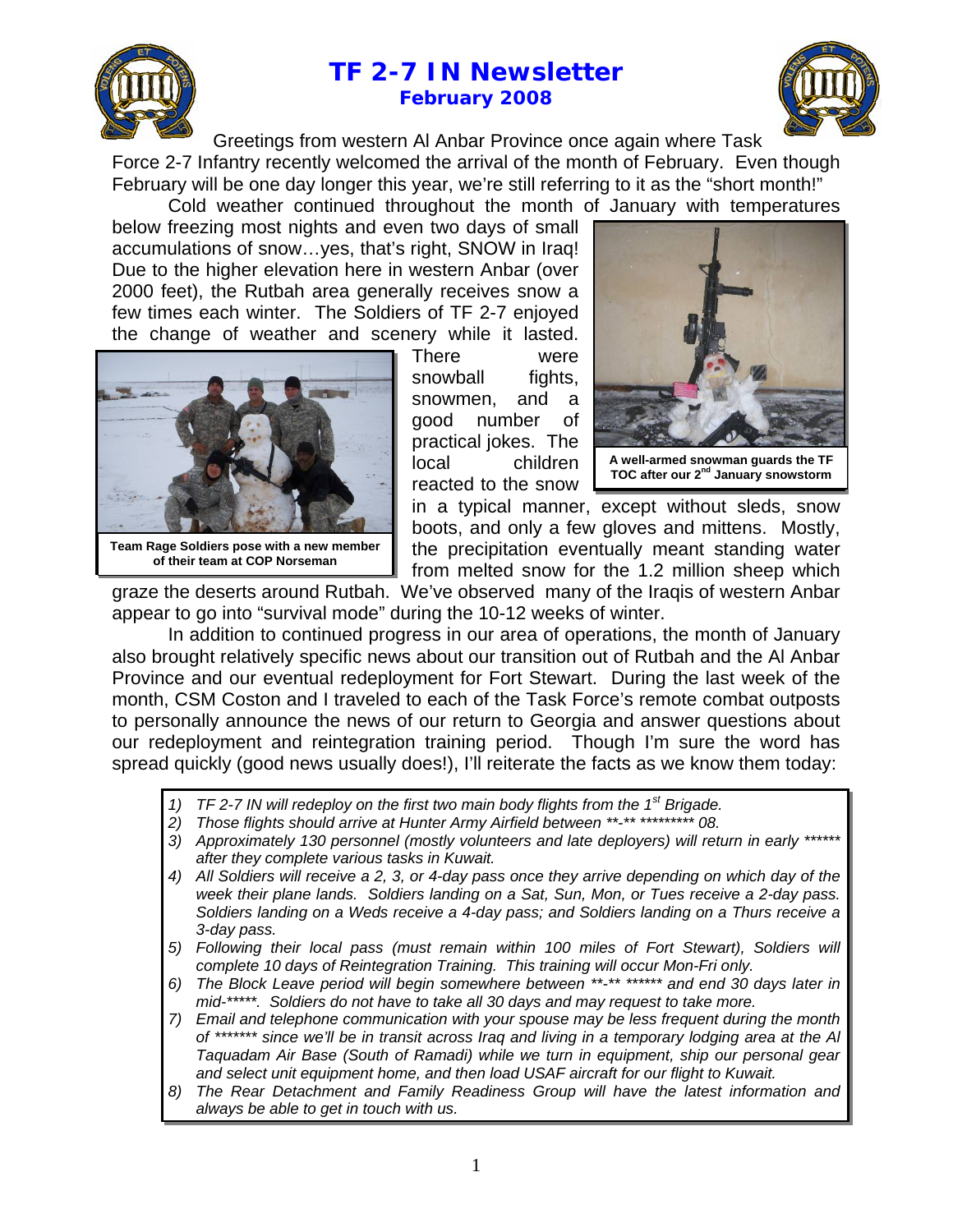# TF 2-7 IN Newsletter

## February 2008

Greetings from western Al Anbar Province once again where Task Force 2-7 Infantry recently welcomed the arrival of the month of February. Even though February will be one day longer this year, we're still referring to it as the "short month!"

Cold weather continued throughout the month of January with temperatures below freezing most nights and even two days of small accumulations of snow…yes, that's right, SNOW in Iraq! Due to the higher elevation here in western Anbar (over 2000 feet), the Rutbah area generally receives snow a few times each winter. The Soldiers of TF 2-7 enjoyed the change of weather and scenery while it lasted. There were snowball fights, snowmen, and a good number of practical jokes. The local children reacted to the snow in a typical manner, except without sleds, snow boots, and only a few gloves and mittens. Mostly, the precipitation eventually meant standing water from melted snow for the 1.2 million sheep which graze the deserts around Rutbah. We've observed many of the Iraqis of western Anbar appear to go into "survival mode" during the 10-12 weeks of winter.

**A well-armed snowman guards the TF TOC after our 2nd January snowstorm**

**Team Rage Soldiers pose with a new member of their team at COP Norseman**

In addition to continued progress in our area of operations, the month of January also brought relatively specific news about our transition out of Rutbah and the Al Anbar Province and our eventual redeployment for Fort Stewart. During the last week of the month, CSM Coston and I traveled to each of the Task Force's remote combat outposts to personally announce the news of our return to Georgia and answer questions about our redeployment and reintegration training period. Though I'm sure the word has spread quickly (good news usually does!), I'll reiterate the facts as we know them today:

1) *TF 2-7 IN will redeploy on the first two main body flights from the 1st Brigade.*
2) *Those flights should arrive at Hunter Army Airfield between **-** ********* 08.*
3) *Approximately 130 personnel (mostly volunteers and late deployers) will return in early ****** after they complete various tasks in Kuwait.*
4) *All Soldiers will receive a 2, 3, or 4-day pass once they arrive depending on which day of the week their plane lands. Soldiers landing on a Sat, Sun, Mon, or Tues receive a 2-day pass. Soldiers landing on a Weds receive a 4-day pass; and Soldiers landing on a Thurs receive a 3-day pass.*
5) *Following their local pass (must remain within 100 miles of Fort Stewart), Soldiers will complete 10 days of Reintegration Training. This training will occur Mon-Fri only.*
6) *The Block Leave period will begin somewhere between **-** ****** and end 30 days later in mid-*****. Soldiers do not have to take all 30 days and may request to take more.*
7) *Email and telephone communication with your spouse may be less frequent during the month of ******* since we'll be in transit across Iraq and living in a temporary lodging area at the Al Taquadam Air Base (South of Ramadi) while we turn in equipment, ship our personal gear and select unit equipment home, and then load USAF aircraft for our flight to Kuwait.*
8) *The Rear Detachment and Family Readiness Group will have the latest information and always be able to get in touch with us.*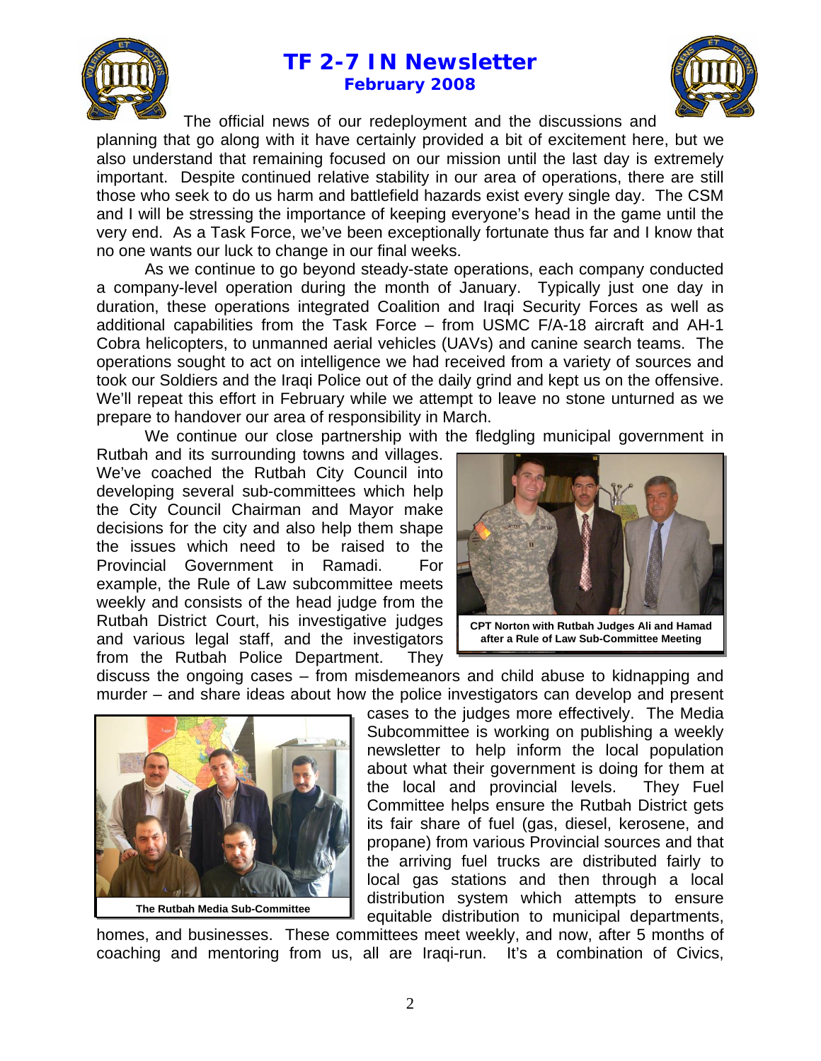# TF 2-7 IN Newsletter

**February 2008**

The official news of our redeployment and the discussions and planning that go along with it have certainly provided a bit of excitement here, but we also understand that remaining focused on our mission until the last day is extremely important. Despite continued relative stability in our area of operations, there are still those who seek to do us harm and battlefield hazards exist every single day. The CSM and I will be stressing the importance of keeping everyone's head in the game until the very end. As a Task Force, we've been exceptionally fortunate thus far and I know that no one wants our luck to change in our final weeks.

As we continue to go beyond steady-state operations, each company conducted a company-level operation during the month of January. Typically just one day in duration, these operations integrated Coalition and Iraqi Security Forces as well as additional capabilities from the Task Force – from USMC F/A-18 aircraft and AH-1 Cobra helicopters, to unmanned aerial vehicles (UAVs) and canine search teams. The operations sought to act on intelligence we had received from a variety of sources and took our Soldiers and the Iraqi Police out of the daily grind and kept us on the offensive. We'll repeat this effort in February while we attempt to leave no stone unturned as we prepare to handover our area of responsibility in March.

We continue our close partnership with the fledgling municipal government in Rutbah and its surrounding towns and villages. We've coached the Rutbah City Council into developing several sub-committees which help the City Council Chairman and Mayor make decisions for the city and also help them shape the issues which need to be raised to the Provincial Government in Ramadi. For example, the Rule of Law subcommittee meets weekly and consists of the head judge from the Rutbah District Court, his investigative judges and various legal staff, and the investigators from the Rutbah Police Department. They discuss the ongoing cases – from misdemeanors and child abuse to kidnapping and murder – and share ideas about how the police investigators can develop and present cases to the judges more effectively. The Media Subcommittee is working on publishing a weekly newsletter to help inform the local population about what their government is doing for them at the local and provincial levels. They Fuel Committee helps ensure the Rutbah District gets its fair share of fuel (gas, diesel, kerosene, and propane) from various Provincial sources and that the arriving fuel trucks are distributed fairly to local gas stations and then through a local distribution system which attempts to ensure equitable distribution to municipal departments, homes, and businesses. These committees meet weekly, and now, after 5 months of coaching and mentoring from us, all are Iraqi-run. It's a combination of Civics,

**CPT Norton with Rutbah Judges Ali and Hamad after a Rule of Law Sub-Committee Meeting**

**The Rutbah Media Sub-Committee**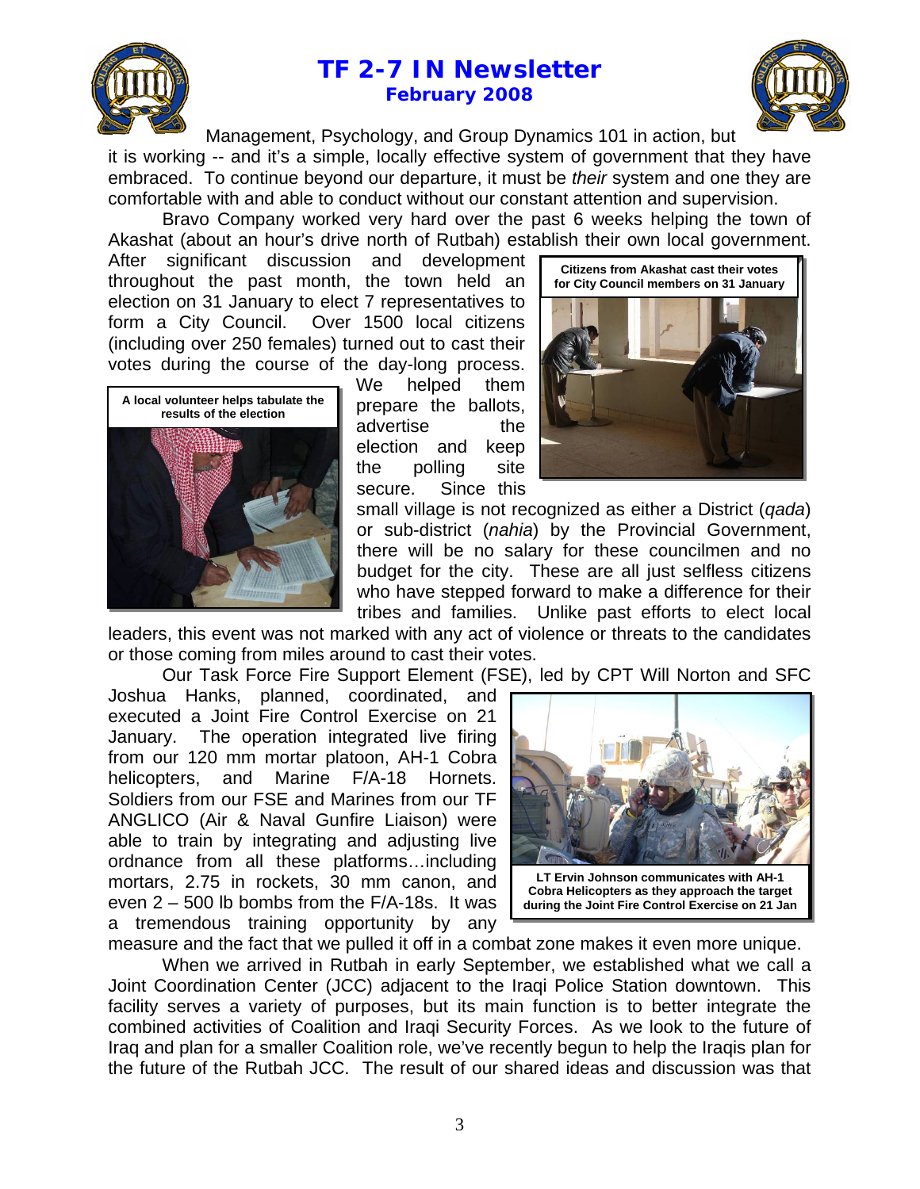Management, Psychology, and Group Dynamics 101 in action, but it is working -- and it's a simple, locally effective system of government that they have embraced. To continue beyond our departure, it must be *their* system and one they are comfortable with and able to conduct without our constant attention and supervision.

Bravo Company worked very hard over the past 6 weeks helping the town of Akashat (about an hour's drive north of Rutbah) establish their own local government. After significant discussion and development throughout the past month, the town held an election on 31 January to elect 7 representatives to form a City Council. Over 1500 local citizens (including over 250 females) turned out to cast their votes during the course of the day-long process. We helped them prepare the ballots, advertise the election and keep the polling site secure. Since this small village is not recognized as either a District (*qada*) or sub-district (*nahia*) by the Provincial Government, there will be no salary for these councilmen and no budget for the city. These are all just selfless citizens who have stepped forward to make a difference for their tribes and families. Unlike past efforts to elect local leaders, this event was not marked with any act of violence or threats to the candidates or those coming from miles around to cast their votes.

**Citizens from Akashat cast their votes for City Council members on 31 January**

**A local volunteer helps tabulate the results of the election**

Our Task Force Fire Support Element (FSE), led by CPT Will Norton and SFC Joshua Hanks, planned, coordinated, and executed a Joint Fire Control Exercise on 21 January. The operation integrated live firing from our 120 mm mortar platoon, AH-1 Cobra helicopters, and Marine F/A-18 Hornets. Soldiers from our FSE and Marines from our TF ANGLICO (Air & Naval Gunfire Liaison) were able to train by integrating and adjusting live ordnance from all these platforms…including mortars, 2.75 in rockets, 30 mm canon, and even 2 – 500 lb bombs from the F/A-18s. It was a tremendous training opportunity by any measure and the fact that we pulled it off in a combat zone makes it even more unique.

**LT Ervin Johnson communicates with AH-1 Cobra Helicopters as they approach the target during the Joint Fire Control Exercise on 21 Jan**

When we arrived in Rutbah in early September, we established what we call a Joint Coordination Center (JCC) adjacent to the Iraqi Police Station downtown. This facility serves a variety of purposes, but its main function is to better integrate the combined activities of Coalition and Iraqi Security Forces. As we look to the future of Iraq and plan for a smaller Coalition role, we've recently begun to help the Iraqis plan for the future of the Rutbah JCC. The result of our shared ideas and discussion was that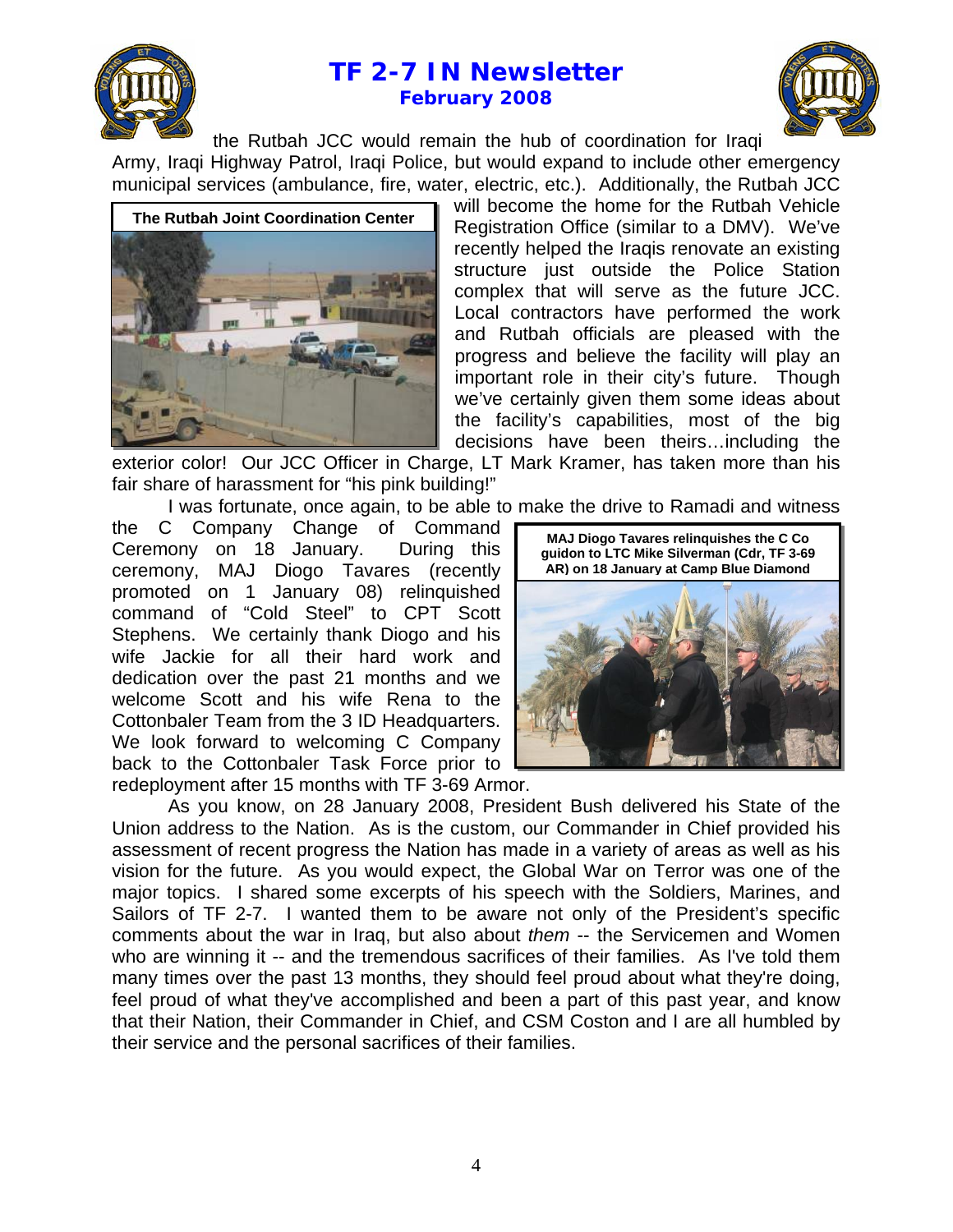the Rutbah JCC would remain the hub of coordination for Iraqi Army, Iraqi Highway Patrol, Iraqi Police, but would expand to include other emergency municipal services (ambulance, fire, water, electric, etc.). Additionally, the Rutbah JCC will become the home for the Rutbah Vehicle Registration Office (similar to a DMV). We've recently helped the Iraqis renovate an existing structure just outside the Police Station complex that will serve as the future JCC. Local contractors have performed the work and Rutbah officials are pleased with the progress and believe the facility will play an important role in their city's future. Though we've certainly given them some ideas about the facility's capabilities, most of the big decisions have been theirs…including the exterior color! Our JCC Officer in Charge, LT Mark Kramer, has taken more than his fair share of harassment for "his pink building!"

**The Rutbah Joint Coordination Center**

I was fortunate, once again, to be able to make the drive to Ramadi and witness the C Company Change of Command Ceremony on 18 January. During this ceremony, MAJ Diogo Tavares (recently promoted on 1 January 08) relinquished command of "Cold Steel" to CPT Scott Stephens. We certainly thank Diogo and his wife Jackie for all their hard work and dedication over the past 21 months and we welcome Scott and his wife Rena to the Cottonbaler Team from the 3 ID Headquarters. We look forward to welcoming C Company back to the Cottonbaler Task Force prior to redeployment after 15 months with TF 3-69 Armor.

**MAJ Diogo Tavares relinquishes the C Co guidon to LTC Mike Silverman (Cdr, TF 3-69 AR) on 18 January at Camp Blue Diamond**

As you know, on 28 January 2008, President Bush delivered his State of the Union address to the Nation. As is the custom, our Commander in Chief provided his assessment of recent progress the Nation has made in a variety of areas as well as his vision for the future. As you would expect, the Global War on Terror was one of the major topics. I shared some excerpts of his speech with the Soldiers, Marines, and Sailors of TF 2-7. I wanted them to be aware not only of the President's specific comments about the war in Iraq, but also about *them* -- the Servicemen and Women who are winning it -- and the tremendous sacrifices of their families. As I've told them many times over the past 13 months, they should feel proud about what they're doing, feel proud of what they've accomplished and been a part of this past year, and know that their Nation, their Commander in Chief, and CSM Coston and I are all humbled by their service and the personal sacrifices of their families.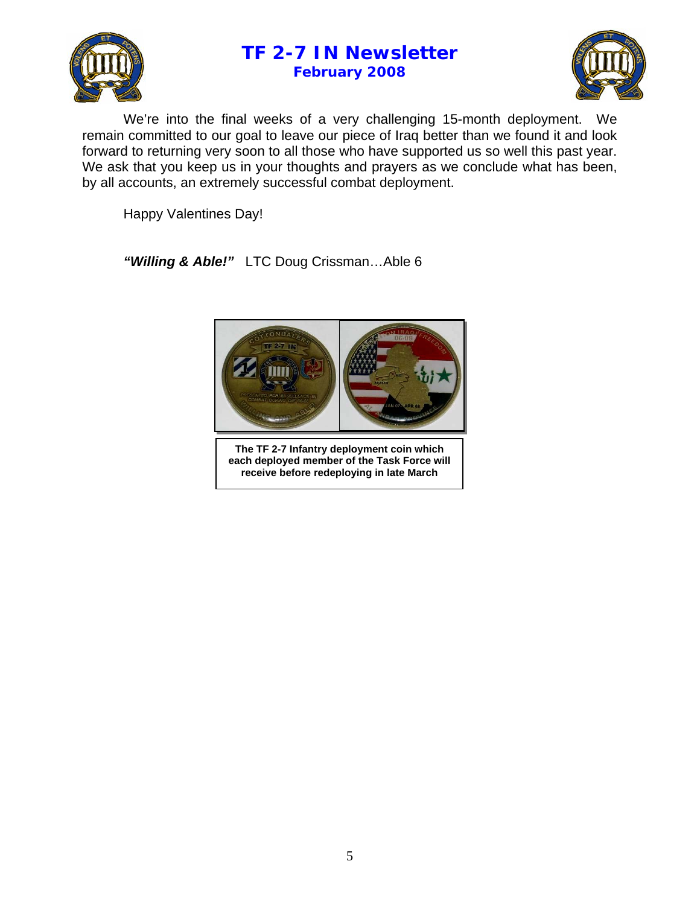We're into the final weeks of a very challenging 15-month deployment. We remain committed to our goal to leave our piece of Iraq better than we found it and look forward to returning very soon to all those who have supported us so well this past year. We ask that you keep us in your thoughts and prayers as we conclude what has been, by all accounts, an extremely successful combat deployment.

Happy Valentines Day!

***"Willing & Able!"*** LTC Doug Crissman…Able 6

**The TF 2-7 Infantry deployment coin which each deployed member of the Task Force will receive before redeploying in late March**